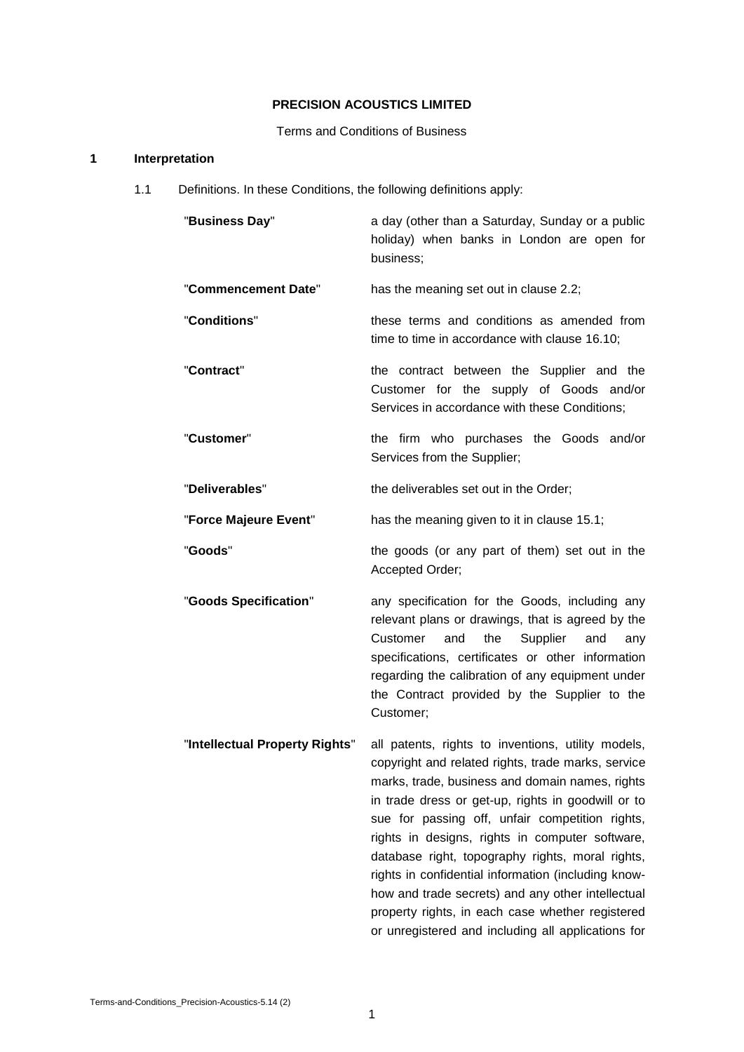**PRECISION ACOUSTICS LIMITED**

Terms and Conditions of Business

## 1 Interpretation

1.1 Definitions. In these Conditions, the following definitions apply:

| | |
|---|---|
| "**Business Day**" | a day (other than a Saturday, Sunday or a public holiday) when banks in London are open for business; |
| "**Commencement Date**" | has the meaning set out in clause 2.2; |
| "**Conditions**" | these terms and conditions as amended from time to time in accordance with clause 16.10; |
| "**Contract**" | the contract between the Supplier and the Customer for the supply of Goods and/or Services in accordance with these Conditions; |
| "**Customer**" | the firm who purchases the Goods and/or Services from the Supplier; |
| "**Deliverables**" | the deliverables set out in the Order; |
| "**Force Majeure Event**" | has the meaning given to it in clause 15.1; |
| "**Goods**" | the goods (or any part of them) set out in the Accepted Order; |
| "**Goods Specification**" | any specification for the Goods, including any relevant plans or drawings, that is agreed by the Customer and the Supplier and any specifications, certificates or other information regarding the calibration of any equipment under the Contract provided by the Supplier to the Customer; |
| "**Intellectual Property Rights**" | all patents, rights to inventions, utility models, copyright and related rights, trade marks, service marks, trade, business and domain names, rights in trade dress or get-up, rights in goodwill or to sue for passing off, unfair competition rights, rights in designs, rights in computer software, database right, topography rights, moral rights, rights in confidential information (including know-how and trade secrets) and any other intellectual property rights, in each case whether registered or unregistered and including all applications for |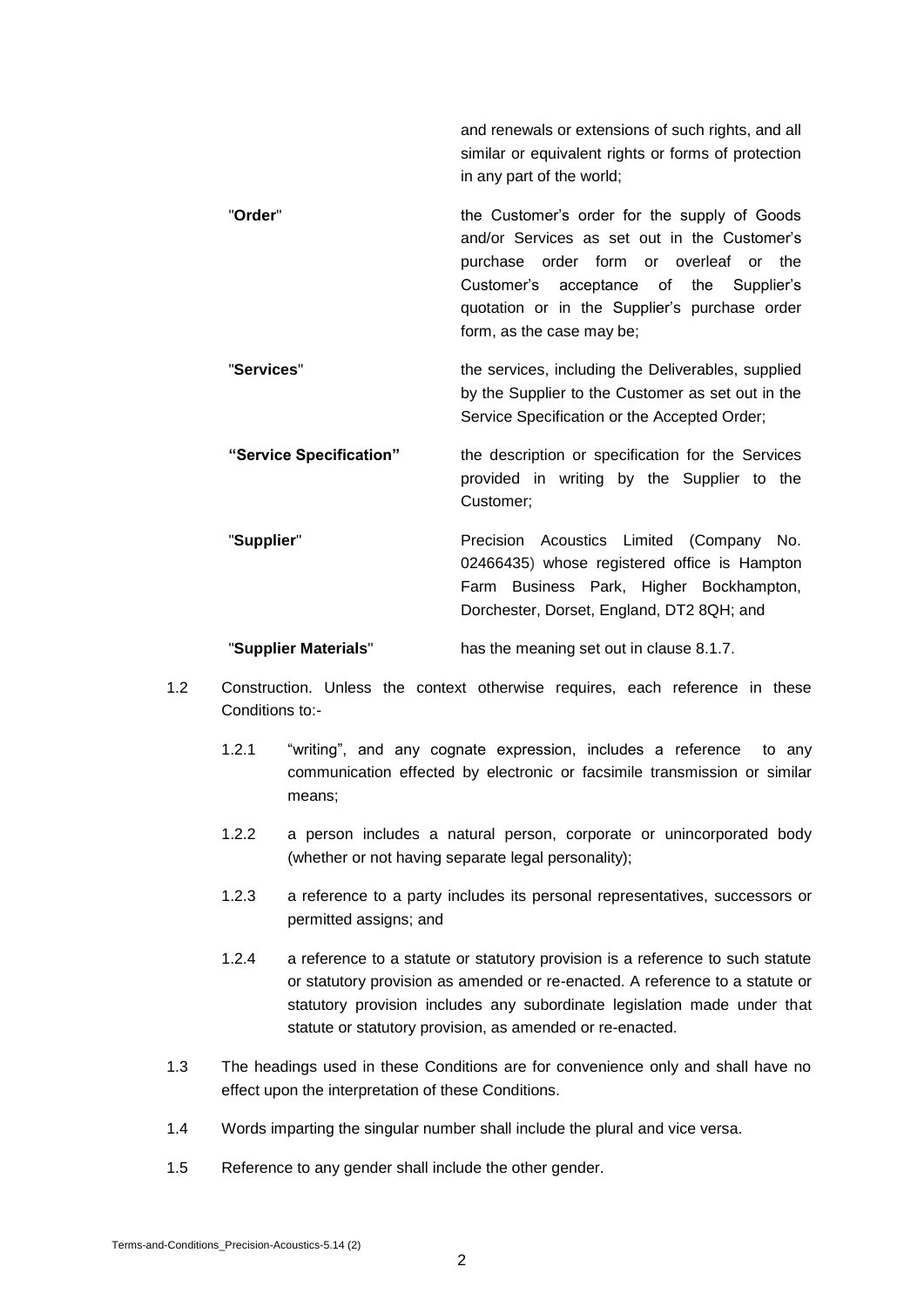| | |
|---|---|
| | and renewals or extensions of such rights, and all similar or equivalent rights or forms of protection in any part of the world; |
| "**Order**" | the Customer's order for the supply of Goods and/or Services as set out in the Customer's purchase order form or overleaf or the Customer's acceptance of the Supplier's quotation or in the Supplier's purchase order form, as the case may be; |
| "**Services**" | the services, including the Deliverables, supplied by the Supplier to the Customer as set out in the Service Specification or the Accepted Order; |
| **"Service Specification"** | the description or specification for the Services provided in writing by the Supplier to the Customer; |
| "**Supplier**" | Precision Acoustics Limited (Company No. 02466435) whose registered office is Hampton Farm Business Park, Higher Bockhampton, Dorchester, Dorset, England, DT2 8QH; and |
| "**Supplier Materials**" | has the meaning set out in clause 8.1.7. |

1.2 Construction. Unless the context otherwise requires, each reference in these Conditions to:-

1.2.1 "writing", and any cognate expression, includes a reference to any communication effected by electronic or facsimile transmission or similar means;

1.2.2 a person includes a natural person, corporate or unincorporated body (whether or not having separate legal personality);

1.2.3 a reference to a party includes its personal representatives, successors or permitted assigns; and

1.2.4 a reference to a statute or statutory provision is a reference to such statute or statutory provision as amended or re-enacted. A reference to a statute or statutory provision includes any subordinate legislation made under that statute or statutory provision, as amended or re-enacted.

1.3 The headings used in these Conditions are for convenience only and shall have no effect upon the interpretation of these Conditions.

1.4 Words imparting the singular number shall include the plural and vice versa.

1.5 Reference to any gender shall include the other gender.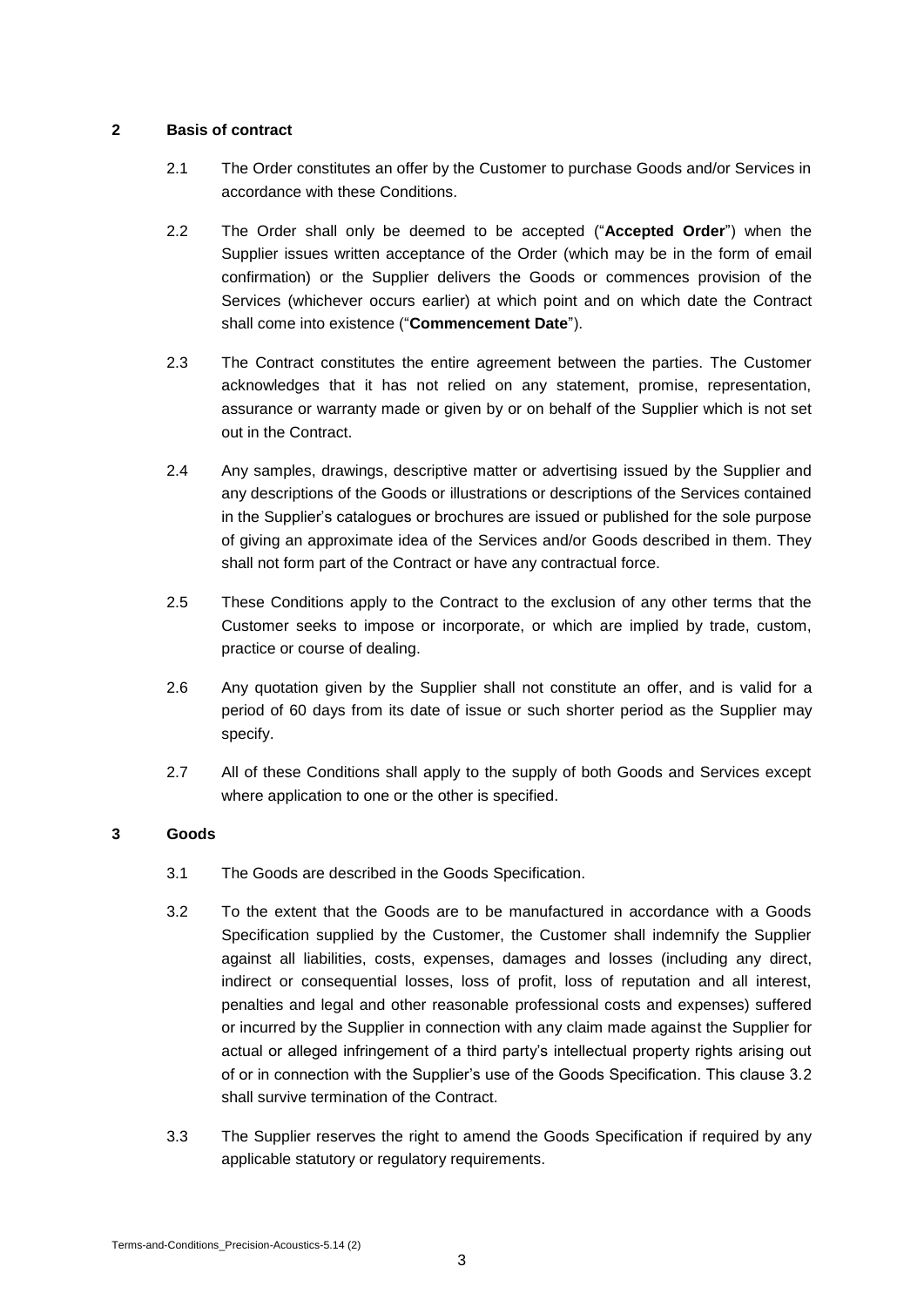## 2 Basis of contract

2.1 The Order constitutes an offer by the Customer to purchase Goods and/or Services in accordance with these Conditions.

2.2 The Order shall only be deemed to be accepted ("**Accepted Order**") when the Supplier issues written acceptance of the Order (which may be in the form of email confirmation) or the Supplier delivers the Goods or commences provision of the Services (whichever occurs earlier) at which point and on which date the Contract shall come into existence ("**Commencement Date**").

2.3 The Contract constitutes the entire agreement between the parties. The Customer acknowledges that it has not relied on any statement, promise, representation, assurance or warranty made or given by or on behalf of the Supplier which is not set out in the Contract.

2.4 Any samples, drawings, descriptive matter or advertising issued by the Supplier and any descriptions of the Goods or illustrations or descriptions of the Services contained in the Supplier's catalogues or brochures are issued or published for the sole purpose of giving an approximate idea of the Services and/or Goods described in them. They shall not form part of the Contract or have any contractual force.

2.5 These Conditions apply to the Contract to the exclusion of any other terms that the Customer seeks to impose or incorporate, or which are implied by trade, custom, practice or course of dealing.

2.6 Any quotation given by the Supplier shall not constitute an offer, and is valid for a period of 60 days from its date of issue or such shorter period as the Supplier may specify.

2.7 All of these Conditions shall apply to the supply of both Goods and Services except where application to one or the other is specified.

## 3 Goods

3.1 The Goods are described in the Goods Specification.

3.2 To the extent that the Goods are to be manufactured in accordance with a Goods Specification supplied by the Customer, the Customer shall indemnify the Supplier against all liabilities, costs, expenses, damages and losses (including any direct, indirect or consequential losses, loss of profit, loss of reputation and all interest, penalties and legal and other reasonable professional costs and expenses) suffered or incurred by the Supplier in connection with any claim made against the Supplier for actual or alleged infringement of a third party's intellectual property rights arising out of or in connection with the Supplier's use of the Goods Specification. This clause 3.2 shall survive termination of the Contract.

3.3 The Supplier reserves the right to amend the Goods Specification if required by any applicable statutory or regulatory requirements.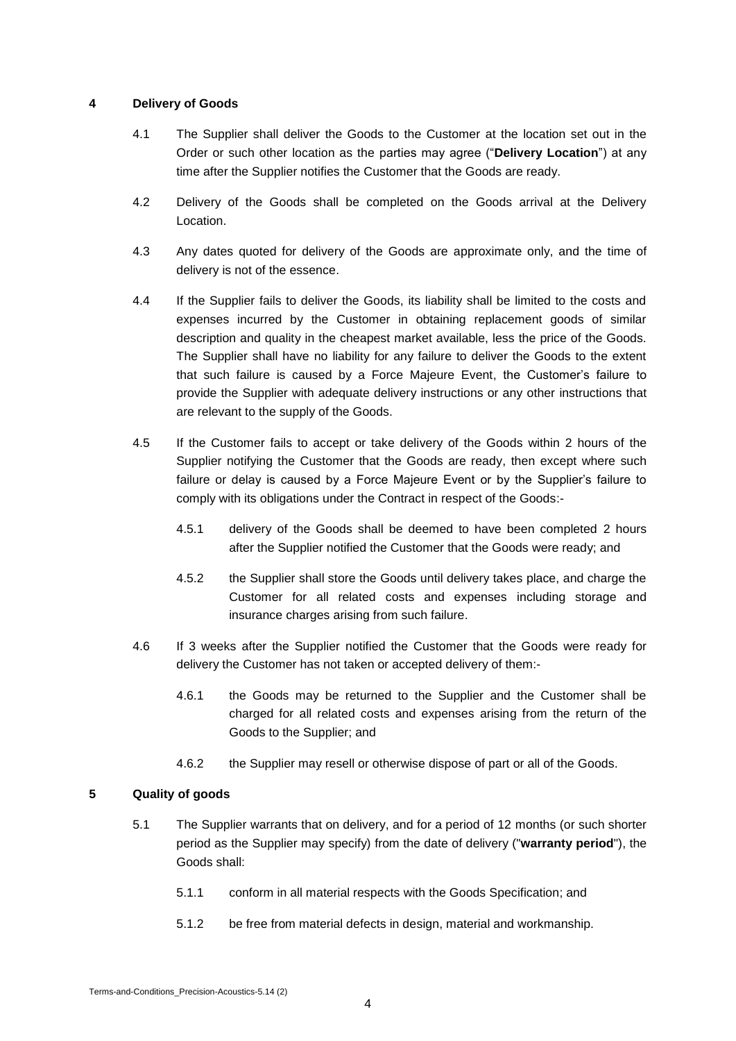## 4 Delivery of Goods

4.1 The Supplier shall deliver the Goods to the Customer at the location set out in the Order or such other location as the parties may agree ("**Delivery Location**") at any time after the Supplier notifies the Customer that the Goods are ready.

4.2 Delivery of the Goods shall be completed on the Goods arrival at the Delivery Location.

4.3 Any dates quoted for delivery of the Goods are approximate only, and the time of delivery is not of the essence.

4.4 If the Supplier fails to deliver the Goods, its liability shall be limited to the costs and expenses incurred by the Customer in obtaining replacement goods of similar description and quality in the cheapest market available, less the price of the Goods. The Supplier shall have no liability for any failure to deliver the Goods to the extent that such failure is caused by a Force Majeure Event, the Customer's failure to provide the Supplier with adequate delivery instructions or any other instructions that are relevant to the supply of the Goods.

4.5 If the Customer fails to accept or take delivery of the Goods within 2 hours of the Supplier notifying the Customer that the Goods are ready, then except where such failure or delay is caused by a Force Majeure Event or by the Supplier's failure to comply with its obligations under the Contract in respect of the Goods:-

4.5.1 delivery of the Goods shall be deemed to have been completed 2 hours after the Supplier notified the Customer that the Goods were ready; and

4.5.2 the Supplier shall store the Goods until delivery takes place, and charge the Customer for all related costs and expenses including storage and insurance charges arising from such failure.

4.6 If 3 weeks after the Supplier notified the Customer that the Goods were ready for delivery the Customer has not taken or accepted delivery of them:-

4.6.1 the Goods may be returned to the Supplier and the Customer shall be charged for all related costs and expenses arising from the return of the Goods to the Supplier; and

4.6.2 the Supplier may resell or otherwise dispose of part or all of the Goods.

## 5 Quality of goods

5.1 The Supplier warrants that on delivery, and for a period of 12 months (or such shorter period as the Supplier may specify) from the date of delivery ("**warranty period**"), the Goods shall:

5.1.1 conform in all material respects with the Goods Specification; and

5.1.2 be free from material defects in design, material and workmanship.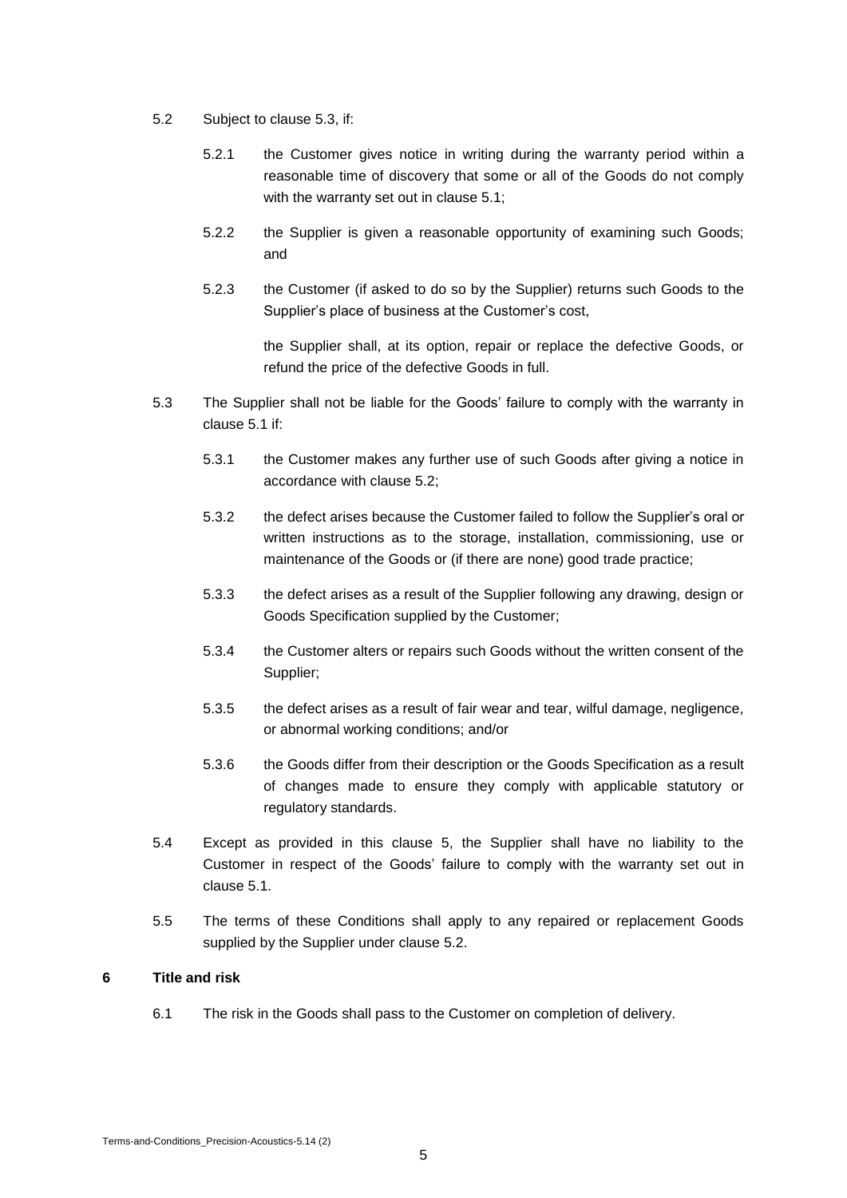5.2 Subject to clause 5.3, if:

5.2.1 the Customer gives notice in writing during the warranty period within a reasonable time of discovery that some or all of the Goods do not comply with the warranty set out in clause 5.1;

5.2.2 the Supplier is given a reasonable opportunity of examining such Goods; and

5.2.3 the Customer (if asked to do so by the Supplier) returns such Goods to the Supplier's place of business at the Customer's cost,

the Supplier shall, at its option, repair or replace the defective Goods, or refund the price of the defective Goods in full.

5.3 The Supplier shall not be liable for the Goods' failure to comply with the warranty in clause 5.1 if:

5.3.1 the Customer makes any further use of such Goods after giving a notice in accordance with clause 5.2;

5.3.2 the defect arises because the Customer failed to follow the Supplier's oral or written instructions as to the storage, installation, commissioning, use or maintenance of the Goods or (if there are none) good trade practice;

5.3.3 the defect arises as a result of the Supplier following any drawing, design or Goods Specification supplied by the Customer;

5.3.4 the Customer alters or repairs such Goods without the written consent of the Supplier;

5.3.5 the defect arises as a result of fair wear and tear, wilful damage, negligence, or abnormal working conditions; and/or

5.3.6 the Goods differ from their description or the Goods Specification as a result of changes made to ensure they comply with applicable statutory or regulatory standards.

5.4 Except as provided in this clause 5, the Supplier shall have no liability to the Customer in respect of the Goods' failure to comply with the warranty set out in clause 5.1.

5.5 The terms of these Conditions shall apply to any repaired or replacement Goods supplied by the Supplier under clause 5.2.

**6 Title and risk**

6.1 The risk in the Goods shall pass to the Customer on completion of delivery.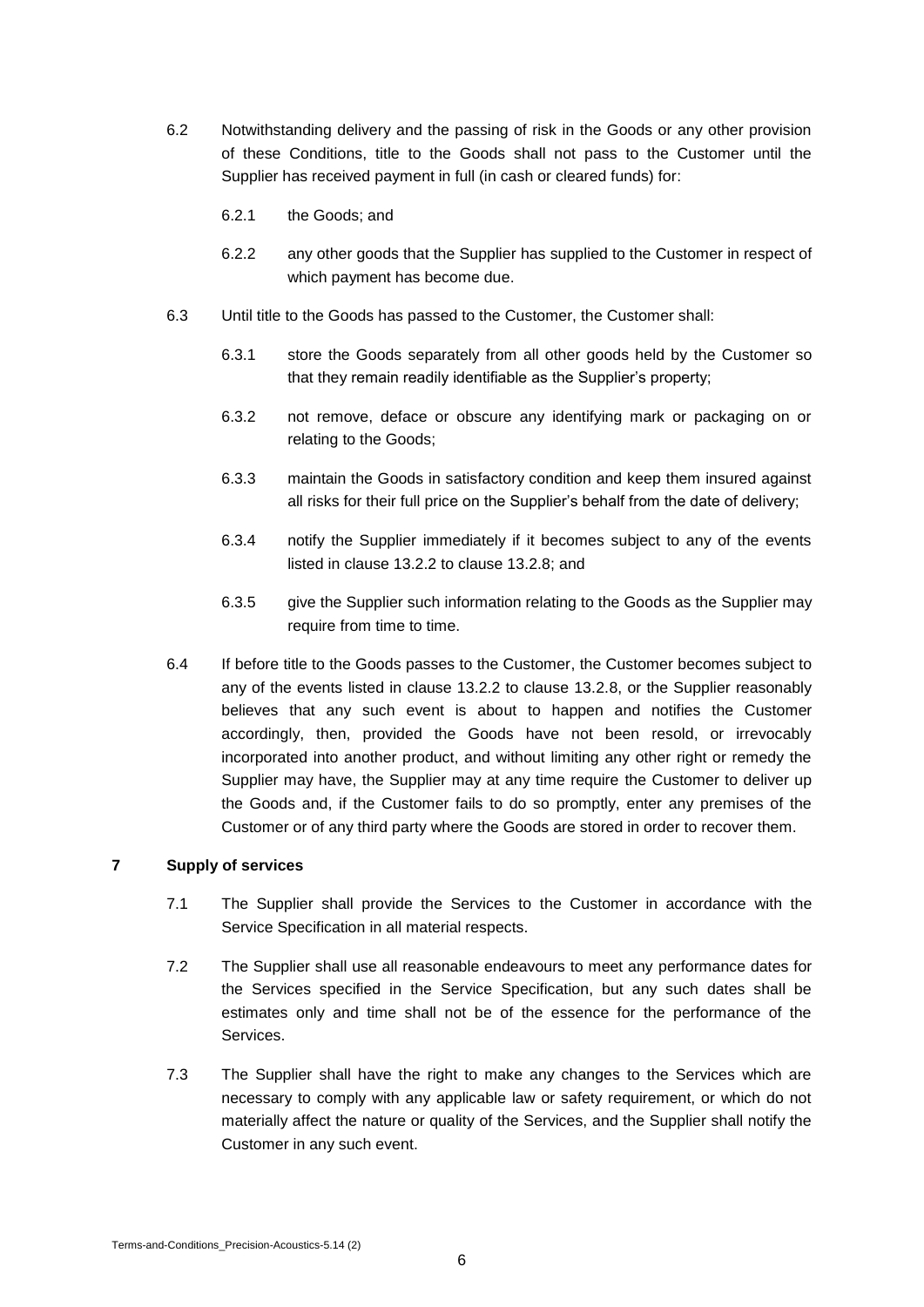6.2 Notwithstanding delivery and the passing of risk in the Goods or any other provision of these Conditions, title to the Goods shall not pass to the Customer until the Supplier has received payment in full (in cash or cleared funds) for:

6.2.1 the Goods; and

6.2.2 any other goods that the Supplier has supplied to the Customer in respect of which payment has become due.

6.3 Until title to the Goods has passed to the Customer, the Customer shall:

6.3.1 store the Goods separately from all other goods held by the Customer so that they remain readily identifiable as the Supplier's property;

6.3.2 not remove, deface or obscure any identifying mark or packaging on or relating to the Goods;

6.3.3 maintain the Goods in satisfactory condition and keep them insured against all risks for their full price on the Supplier's behalf from the date of delivery;

6.3.4 notify the Supplier immediately if it becomes subject to any of the events listed in clause 13.2.2 to clause 13.2.8; and

6.3.5 give the Supplier such information relating to the Goods as the Supplier may require from time to time.

6.4 If before title to the Goods passes to the Customer, the Customer becomes subject to any of the events listed in clause 13.2.2 to clause 13.2.8, or the Supplier reasonably believes that any such event is about to happen and notifies the Customer accordingly, then, provided the Goods have not been resold, or irrevocably incorporated into another product, and without limiting any other right or remedy the Supplier may have, the Supplier may at any time require the Customer to deliver up the Goods and, if the Customer fails to do so promptly, enter any premises of the Customer or of any third party where the Goods are stored in order to recover them.

## 7 Supply of services

7.1 The Supplier shall provide the Services to the Customer in accordance with the Service Specification in all material respects.

7.2 The Supplier shall use all reasonable endeavours to meet any performance dates for the Services specified in the Service Specification, but any such dates shall be estimates only and time shall not be of the essence for the performance of the Services.

7.3 The Supplier shall have the right to make any changes to the Services which are necessary to comply with any applicable law or safety requirement, or which do not materially affect the nature or quality of the Services, and the Supplier shall notify the Customer in any such event.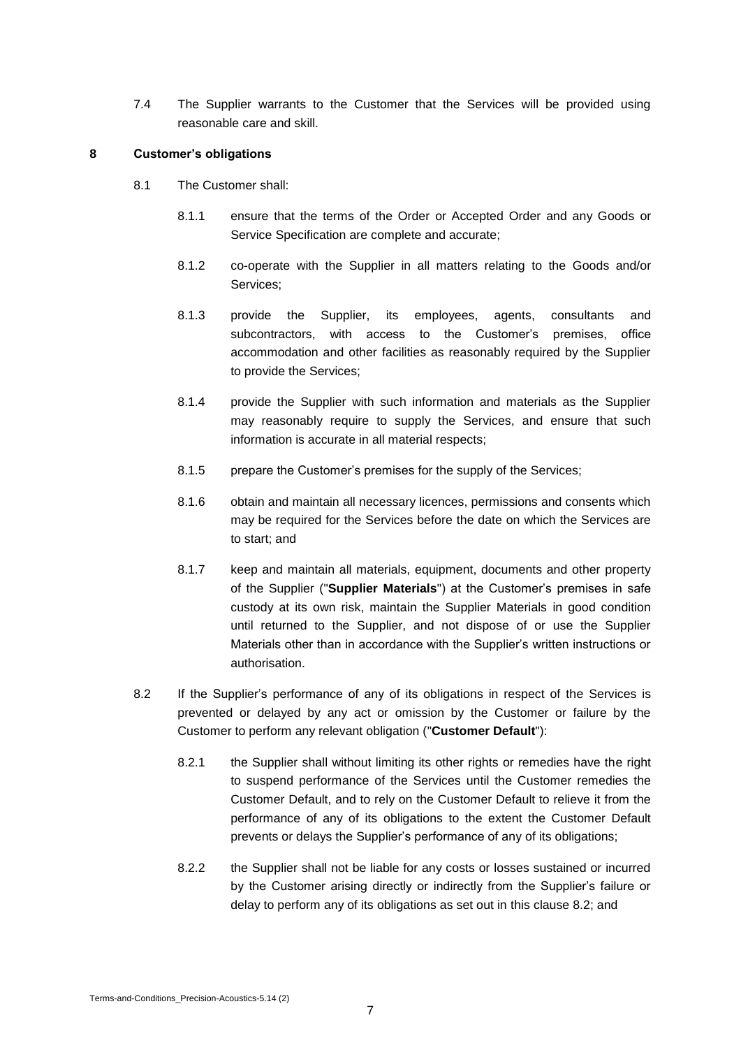7.4 The Supplier warrants to the Customer that the Services will be provided using reasonable care and skill.

**8 Customer's obligations**

8.1 The Customer shall:

8.1.1 ensure that the terms of the Order or Accepted Order and any Goods or Service Specification are complete and accurate;

8.1.2 co-operate with the Supplier in all matters relating to the Goods and/or Services;

8.1.3 provide the Supplier, its employees, agents, consultants and subcontractors, with access to the Customer's premises, office accommodation and other facilities as reasonably required by the Supplier to provide the Services;

8.1.4 provide the Supplier with such information and materials as the Supplier may reasonably require to supply the Services, and ensure that such information is accurate in all material respects;

8.1.5 prepare the Customer's premises for the supply of the Services;

8.1.6 obtain and maintain all necessary licences, permissions and consents which may be required for the Services before the date on which the Services are to start; and

8.1.7 keep and maintain all materials, equipment, documents and other property of the Supplier ("**Supplier Materials**") at the Customer's premises in safe custody at its own risk, maintain the Supplier Materials in good condition until returned to the Supplier, and not dispose of or use the Supplier Materials other than in accordance with the Supplier's written instructions or authorisation.

8.2 If the Supplier's performance of any of its obligations in respect of the Services is prevented or delayed by any act or omission by the Customer or failure by the Customer to perform any relevant obligation ("**Customer Default**"):

8.2.1 the Supplier shall without limiting its other rights or remedies have the right to suspend performance of the Services until the Customer remedies the Customer Default, and to rely on the Customer Default to relieve it from the performance of any of its obligations to the extent the Customer Default prevents or delays the Supplier's performance of any of its obligations;

8.2.2 the Supplier shall not be liable for any costs or losses sustained or incurred by the Customer arising directly or indirectly from the Supplier's failure or delay to perform any of its obligations as set out in this clause 8.2; and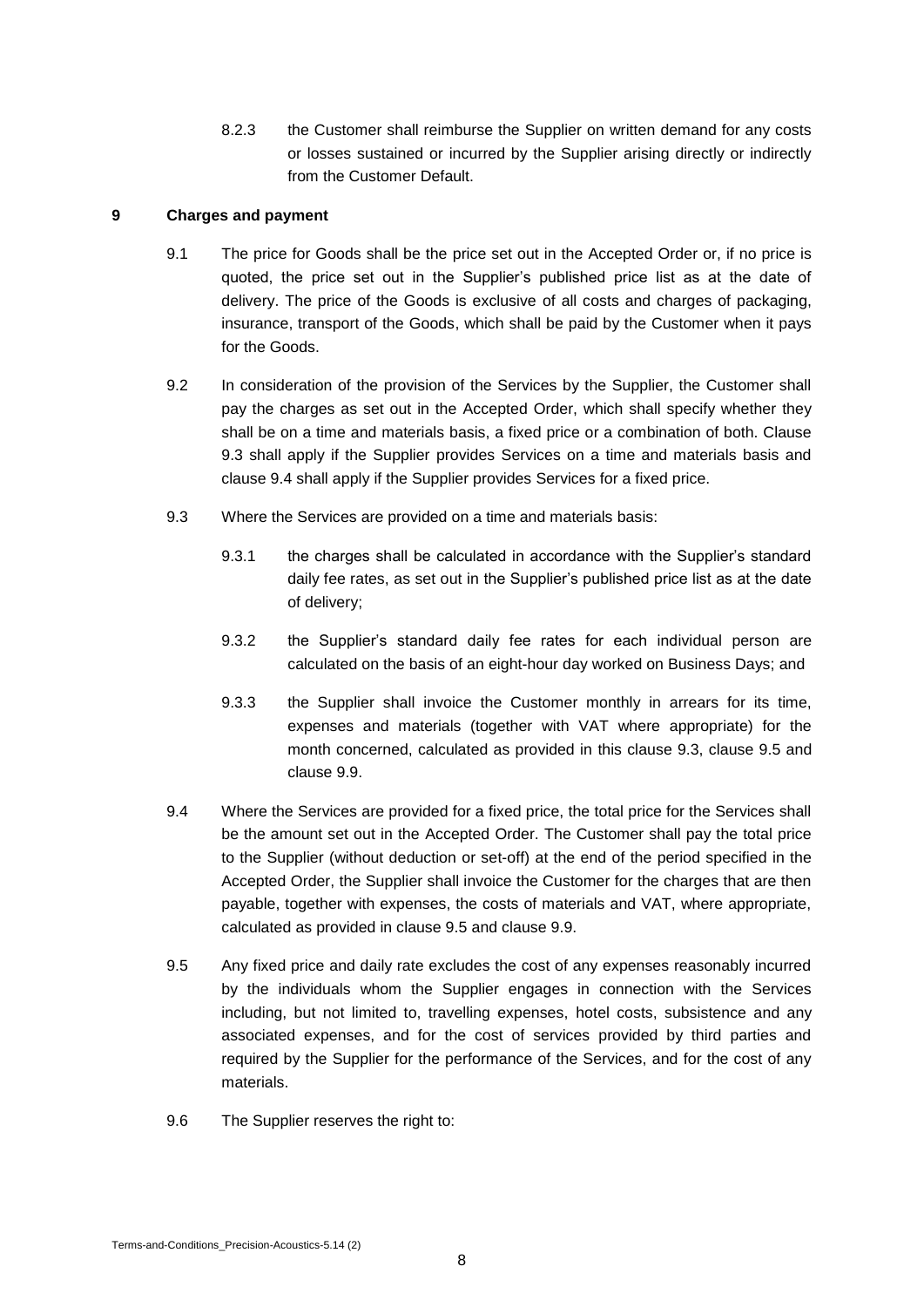8.2.3 the Customer shall reimburse the Supplier on written demand for any costs or losses sustained or incurred by the Supplier arising directly or indirectly from the Customer Default.

## 9 Charges and payment

9.1 The price for Goods shall be the price set out in the Accepted Order or, if no price is quoted, the price set out in the Supplier's published price list as at the date of delivery. The price of the Goods is exclusive of all costs and charges of packaging, insurance, transport of the Goods, which shall be paid by the Customer when it pays for the Goods.

9.2 In consideration of the provision of the Services by the Supplier, the Customer shall pay the charges as set out in the Accepted Order, which shall specify whether they shall be on a time and materials basis, a fixed price or a combination of both. Clause 9.3 shall apply if the Supplier provides Services on a time and materials basis and clause 9.4 shall apply if the Supplier provides Services for a fixed price.

9.3 Where the Services are provided on a time and materials basis:

9.3.1 the charges shall be calculated in accordance with the Supplier's standard daily fee rates, as set out in the Supplier's published price list as at the date of delivery;

9.3.2 the Supplier's standard daily fee rates for each individual person are calculated on the basis of an eight-hour day worked on Business Days; and

9.3.3 the Supplier shall invoice the Customer monthly in arrears for its time, expenses and materials (together with VAT where appropriate) for the month concerned, calculated as provided in this clause 9.3, clause 9.5 and clause 9.9.

9.4 Where the Services are provided for a fixed price, the total price for the Services shall be the amount set out in the Accepted Order. The Customer shall pay the total price to the Supplier (without deduction or set-off) at the end of the period specified in the Accepted Order, the Supplier shall invoice the Customer for the charges that are then payable, together with expenses, the costs of materials and VAT, where appropriate, calculated as provided in clause 9.5 and clause 9.9.

9.5 Any fixed price and daily rate excludes the cost of any expenses reasonably incurred by the individuals whom the Supplier engages in connection with the Services including, but not limited to, travelling expenses, hotel costs, subsistence and any associated expenses, and for the cost of services provided by third parties and required by the Supplier for the performance of the Services, and for the cost of any materials.

9.6 The Supplier reserves the right to: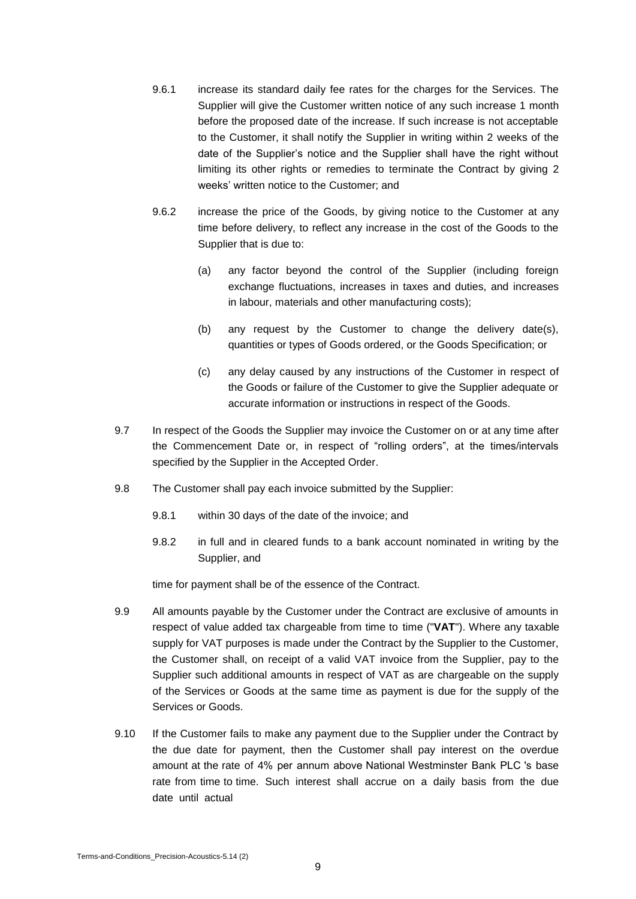9.6.1 increase its standard daily fee rates for the charges for the Services. The Supplier will give the Customer written notice of any such increase 1 month before the proposed date of the increase. If such increase is not acceptable to the Customer, it shall notify the Supplier in writing within 2 weeks of the date of the Supplier's notice and the Supplier shall have the right without limiting its other rights or remedies to terminate the Contract by giving 2 weeks' written notice to the Customer; and

9.6.2 increase the price of the Goods, by giving notice to the Customer at any time before delivery, to reflect any increase in the cost of the Goods to the Supplier that is due to:

(a) any factor beyond the control of the Supplier (including foreign exchange fluctuations, increases in taxes and duties, and increases in labour, materials and other manufacturing costs);

(b) any request by the Customer to change the delivery date(s), quantities or types of Goods ordered, or the Goods Specification; or

(c) any delay caused by any instructions of the Customer in respect of the Goods or failure of the Customer to give the Supplier adequate or accurate information or instructions in respect of the Goods.

9.7 In respect of the Goods the Supplier may invoice the Customer on or at any time after the Commencement Date or, in respect of "rolling orders", at the times/intervals specified by the Supplier in the Accepted Order.

9.8 The Customer shall pay each invoice submitted by the Supplier:

9.8.1 within 30 days of the date of the invoice; and

9.8.2 in full and in cleared funds to a bank account nominated in writing by the Supplier, and

time for payment shall be of the essence of the Contract.

9.9 All amounts payable by the Customer under the Contract are exclusive of amounts in respect of value added tax chargeable from time to time ("**VAT**"). Where any taxable supply for VAT purposes is made under the Contract by the Supplier to the Customer, the Customer shall, on receipt of a valid VAT invoice from the Supplier, pay to the Supplier such additional amounts in respect of VAT as are chargeable on the supply of the Services or Goods at the same time as payment is due for the supply of the Services or Goods.

9.10 If the Customer fails to make any payment due to the Supplier under the Contract by the due date for payment, then the Customer shall pay interest on the overdue amount at the rate of 4% per annum above National Westminster Bank PLC 's base rate from time to time. Such interest shall accrue on a daily basis from the due date until actual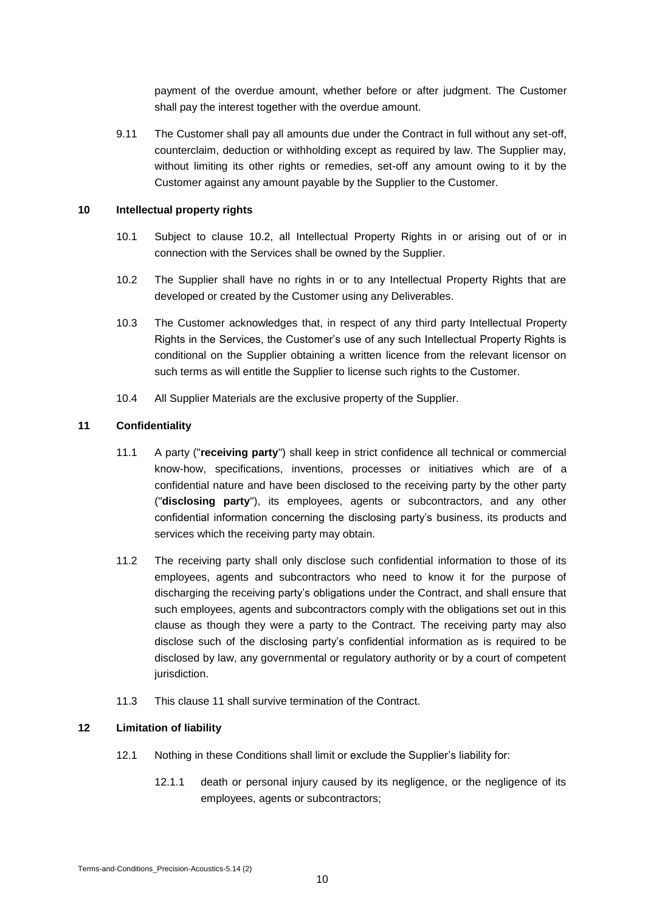payment of the overdue amount, whether before or after judgment. The Customer shall pay the interest together with the overdue amount.

9.11 The Customer shall pay all amounts due under the Contract in full without any set-off, counterclaim, deduction or withholding except as required by law. The Supplier may, without limiting its other rights or remedies, set-off any amount owing to it by the Customer against any amount payable by the Supplier to the Customer.

## 10 Intellectual property rights

10.1 Subject to clause 10.2, all Intellectual Property Rights in or arising out of or in connection with the Services shall be owned by the Supplier.

10.2 The Supplier shall have no rights in or to any Intellectual Property Rights that are developed or created by the Customer using any Deliverables.

10.3 The Customer acknowledges that, in respect of any third party Intellectual Property Rights in the Services, the Customer's use of any such Intellectual Property Rights is conditional on the Supplier obtaining a written licence from the relevant licensor on such terms as will entitle the Supplier to license such rights to the Customer.

10.4 All Supplier Materials are the exclusive property of the Supplier.

## 11 Confidentiality

11.1 A party ("**receiving party**") shall keep in strict confidence all technical or commercial know-how, specifications, inventions, processes or initiatives which are of a confidential nature and have been disclosed to the receiving party by the other party ("**disclosing party**"), its employees, agents or subcontractors, and any other confidential information concerning the disclosing party's business, its products and services which the receiving party may obtain.

11.2 The receiving party shall only disclose such confidential information to those of its employees, agents and subcontractors who need to know it for the purpose of discharging the receiving party's obligations under the Contract, and shall ensure that such employees, agents and subcontractors comply with the obligations set out in this clause as though they were a party to the Contract. The receiving party may also disclose such of the disclosing party's confidential information as is required to be disclosed by law, any governmental or regulatory authority or by a court of competent jurisdiction.

11.3 This clause 11 shall survive termination of the Contract.

## 12 Limitation of liability

12.1 Nothing in these Conditions shall limit or exclude the Supplier's liability for:

12.1.1 death or personal injury caused by its negligence, or the negligence of its employees, agents or subcontractors;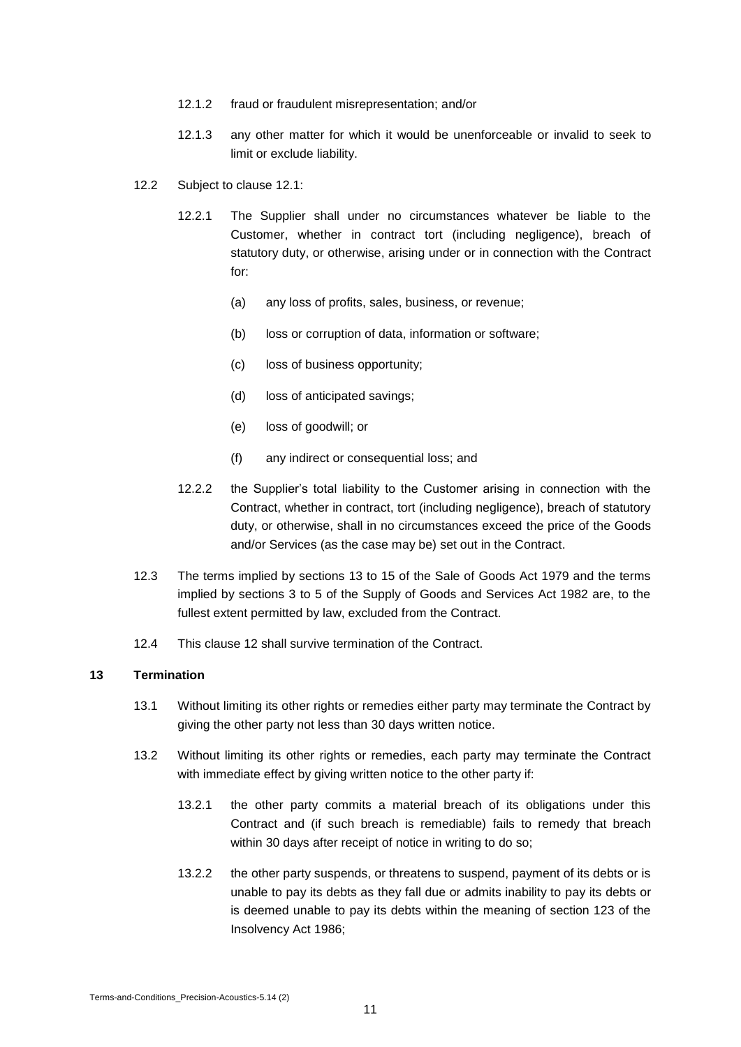12.1.2 fraud or fraudulent misrepresentation; and/or

12.1.3 any other matter for which it would be unenforceable or invalid to seek to limit or exclude liability.

12.2 Subject to clause 12.1:

12.2.1 The Supplier shall under no circumstances whatever be liable to the Customer, whether in contract tort (including negligence), breach of statutory duty, or otherwise, arising under or in connection with the Contract for:

(a) any loss of profits, sales, business, or revenue;

(b) loss or corruption of data, information or software;

(c) loss of business opportunity;

(d) loss of anticipated savings;

(e) loss of goodwill; or

(f) any indirect or consequential loss; and

12.2.2 the Supplier's total liability to the Customer arising in connection with the Contract, whether in contract, tort (including negligence), breach of statutory duty, or otherwise, shall in no circumstances exceed the price of the Goods and/or Services (as the case may be) set out in the Contract.

12.3 The terms implied by sections 13 to 15 of the Sale of Goods Act 1979 and the terms implied by sections 3 to 5 of the Supply of Goods and Services Act 1982 are, to the fullest extent permitted by law, excluded from the Contract.

12.4 This clause 12 shall survive termination of the Contract.

**13 Termination**

13.1 Without limiting its other rights or remedies either party may terminate the Contract by giving the other party not less than 30 days written notice.

13.2 Without limiting its other rights or remedies, each party may terminate the Contract with immediate effect by giving written notice to the other party if:

13.2.1 the other party commits a material breach of its obligations under this Contract and (if such breach is remediable) fails to remedy that breach within 30 days after receipt of notice in writing to do so;

13.2.2 the other party suspends, or threatens to suspend, payment of its debts or is unable to pay its debts as they fall due or admits inability to pay its debts or is deemed unable to pay its debts within the meaning of section 123 of the Insolvency Act 1986;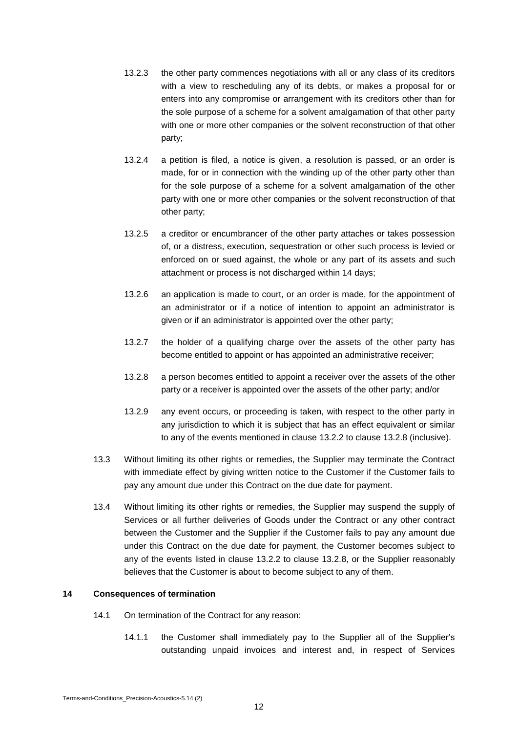13.2.3 the other party commences negotiations with all or any class of its creditors with a view to rescheduling any of its debts, or makes a proposal for or enters into any compromise or arrangement with its creditors other than for the sole purpose of a scheme for a solvent amalgamation of that other party with one or more other companies or the solvent reconstruction of that other party;

13.2.4 a petition is filed, a notice is given, a resolution is passed, or an order is made, for or in connection with the winding up of the other party other than for the sole purpose of a scheme for a solvent amalgamation of the other party with one or more other companies or the solvent reconstruction of that other party;

13.2.5 a creditor or encumbrancer of the other party attaches or takes possession of, or a distress, execution, sequestration or other such process is levied or enforced on or sued against, the whole or any part of its assets and such attachment or process is not discharged within 14 days;

13.2.6 an application is made to court, or an order is made, for the appointment of an administrator or if a notice of intention to appoint an administrator is given or if an administrator is appointed over the other party;

13.2.7 the holder of a qualifying charge over the assets of the other party has become entitled to appoint or has appointed an administrative receiver;

13.2.8 a person becomes entitled to appoint a receiver over the assets of the other party or a receiver is appointed over the assets of the other party; and/or

13.2.9 any event occurs, or proceeding is taken, with respect to the other party in any jurisdiction to which it is subject that has an effect equivalent or similar to any of the events mentioned in clause 13.2.2 to clause 13.2.8 (inclusive).

13.3 Without limiting its other rights or remedies, the Supplier may terminate the Contract with immediate effect by giving written notice to the Customer if the Customer fails to pay any amount due under this Contract on the due date for payment.

13.4 Without limiting its other rights or remedies, the Supplier may suspend the supply of Services or all further deliveries of Goods under the Contract or any other contract between the Customer and the Supplier if the Customer fails to pay any amount due under this Contract on the due date for payment, the Customer becomes subject to any of the events listed in clause 13.2.2 to clause 13.2.8, or the Supplier reasonably believes that the Customer is about to become subject to any of them.

## 14 Consequences of termination

14.1 On termination of the Contract for any reason:

14.1.1 the Customer shall immediately pay to the Supplier all of the Supplier's outstanding unpaid invoices and interest and, in respect of Services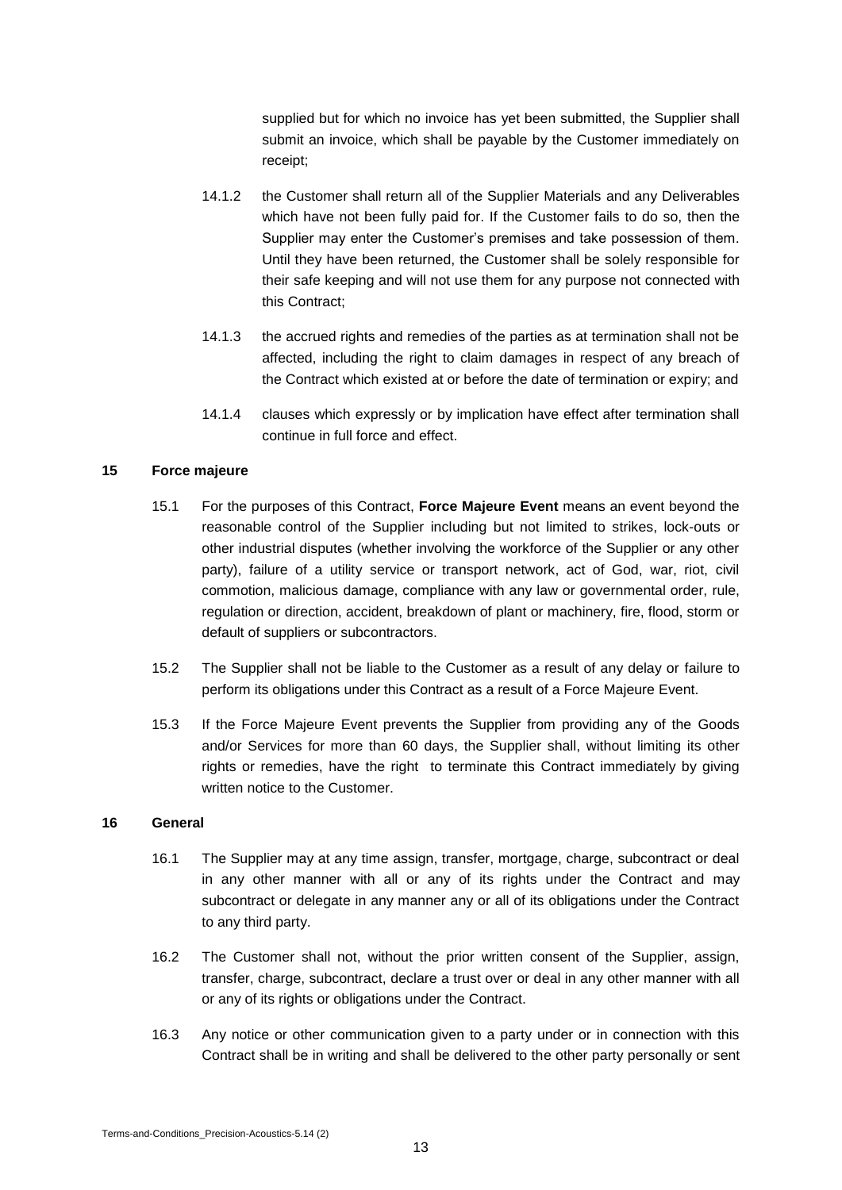supplied but for which no invoice has yet been submitted, the Supplier shall submit an invoice, which shall be payable by the Customer immediately on receipt;

14.1.2 the Customer shall return all of the Supplier Materials and any Deliverables which have not been fully paid for. If the Customer fails to do so, then the Supplier may enter the Customer's premises and take possession of them. Until they have been returned, the Customer shall be solely responsible for their safe keeping and will not use them for any purpose not connected with this Contract;

14.1.3 the accrued rights and remedies of the parties as at termination shall not be affected, including the right to claim damages in respect of any breach of the Contract which existed at or before the date of termination or expiry; and

14.1.4 clauses which expressly or by implication have effect after termination shall continue in full force and effect.

## 15 Force majeure

15.1 For the purposes of this Contract, **Force Majeure Event** means an event beyond the reasonable control of the Supplier including but not limited to strikes, lock-outs or other industrial disputes (whether involving the workforce of the Supplier or any other party), failure of a utility service or transport network, act of God, war, riot, civil commotion, malicious damage, compliance with any law or governmental order, rule, regulation or direction, accident, breakdown of plant or machinery, fire, flood, storm or default of suppliers or subcontractors.

15.2 The Supplier shall not be liable to the Customer as a result of any delay or failure to perform its obligations under this Contract as a result of a Force Majeure Event.

15.3 If the Force Majeure Event prevents the Supplier from providing any of the Goods and/or Services for more than 60 days, the Supplier shall, without limiting its other rights or remedies, have the right to terminate this Contract immediately by giving written notice to the Customer.

## 16 General

16.1 The Supplier may at any time assign, transfer, mortgage, charge, subcontract or deal in any other manner with all or any of its rights under the Contract and may subcontract or delegate in any manner any or all of its obligations under the Contract to any third party.

16.2 The Customer shall not, without the prior written consent of the Supplier, assign, transfer, charge, subcontract, declare a trust over or deal in any other manner with all or any of its rights or obligations under the Contract.

16.3 Any notice or other communication given to a party under or in connection with this Contract shall be in writing and shall be delivered to the other party personally or sent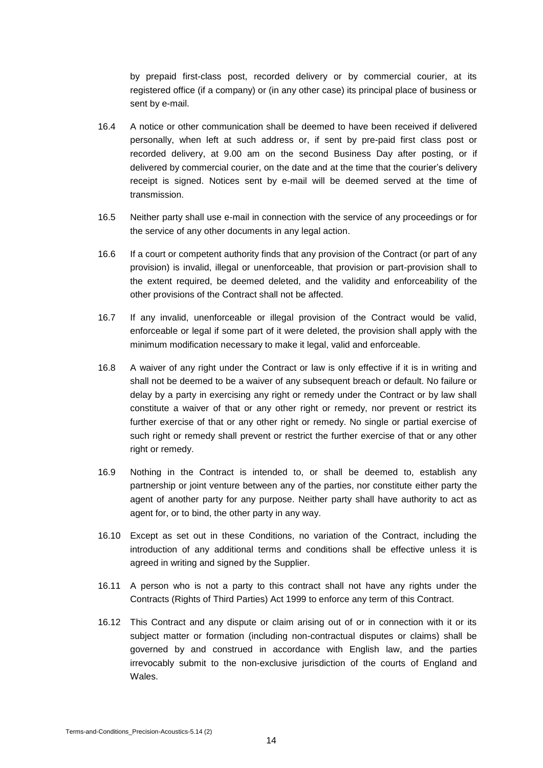by prepaid first-class post, recorded delivery or by commercial courier, at its registered office (if a company) or (in any other case) its principal place of business or sent by e-mail.

16.4 A notice or other communication shall be deemed to have been received if delivered personally, when left at such address or, if sent by pre-paid first class post or recorded delivery, at 9.00 am on the second Business Day after posting, or if delivered by commercial courier, on the date and at the time that the courier's delivery receipt is signed. Notices sent by e-mail will be deemed served at the time of transmission.

16.5 Neither party shall use e-mail in connection with the service of any proceedings or for the service of any other documents in any legal action.

16.6 If a court or competent authority finds that any provision of the Contract (or part of any provision) is invalid, illegal or unenforceable, that provision or part-provision shall to the extent required, be deemed deleted, and the validity and enforceability of the other provisions of the Contract shall not be affected.

16.7 If any invalid, unenforceable or illegal provision of the Contract would be valid, enforceable or legal if some part of it were deleted, the provision shall apply with the minimum modification necessary to make it legal, valid and enforceable.

16.8 A waiver of any right under the Contract or law is only effective if it is in writing and shall not be deemed to be a waiver of any subsequent breach or default. No failure or delay by a party in exercising any right or remedy under the Contract or by law shall constitute a waiver of that or any other right or remedy, nor prevent or restrict its further exercise of that or any other right or remedy. No single or partial exercise of such right or remedy shall prevent or restrict the further exercise of that or any other right or remedy.

16.9 Nothing in the Contract is intended to, or shall be deemed to, establish any partnership or joint venture between any of the parties, nor constitute either party the agent of another party for any purpose. Neither party shall have authority to act as agent for, or to bind, the other party in any way.

16.10 Except as set out in these Conditions, no variation of the Contract, including the introduction of any additional terms and conditions shall be effective unless it is agreed in writing and signed by the Supplier.

16.11 A person who is not a party to this contract shall not have any rights under the Contracts (Rights of Third Parties) Act 1999 to enforce any term of this Contract.

16.12 This Contract and any dispute or claim arising out of or in connection with it or its subject matter or formation (including non-contractual disputes or claims) shall be governed by and construed in accordance with English law, and the parties irrevocably submit to the non-exclusive jurisdiction of the courts of England and Wales.